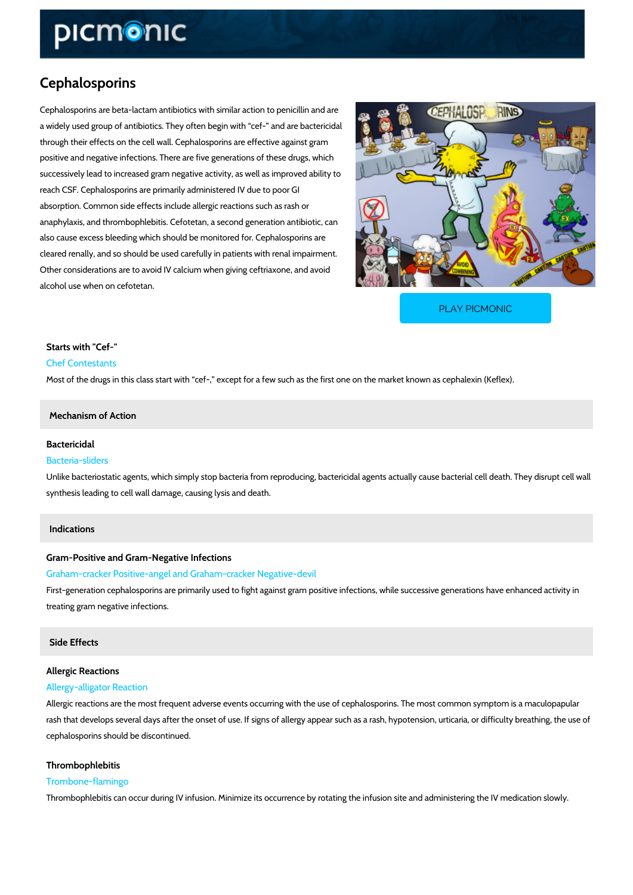# Cephalosporins

Cephalosporins are beta-lactam antibiotics with similar action to penicillin and are a widely used group of antibiotics. They often begin with "cef-" and are bactericidal through their effects on the cell wall. Cephalosporins are effective against gram positive and negative infections. There are five generations of these drugs, which successively lead to increased gram negative activity, as well as improved ability to reach CSF. Cephalosporins are primarily administered IV due to poor GI absorption. Common side effects include allergic reactions such as rash or anaphylaxis, and thrombophlebitis. Cefotetan, a second generation antibiotic, can also cause excess bleeding which should be monitored for. Cephalosporins are cleared renally, and so should be used carefully in patients with renal impairment. Other considerations are to avoid IV calcium when giving ceftriaxone, and avoid alcohol use when on cefotetan.

PLAY PICMONIC

### Starts with "Cef-"

Chef Contestants

Most of the drugs in this class start with "cef-," except for a few such as the first one on the market known as cephalexin (Keflex).

## Mechanism of Action

### Bactericidal

Bacteria-sliders

Unlike bacteriostatic agents, which simply stop bacteria from reproducing, bactericidal agents actually cause bacterial cell death. They disrupt cell wall synthesis leading to cell wall damage, causing lysis and death.

## Indications

### Gram-Positive and Gram-Negative Infections

Graham-cracker Positive-angel and Graham-cracker Negative-devil

First-generation cephalosporins are primarily used to fight against gram positive infections, while successive generations have enhanced activity in treating gram negative infections.

## Side Effects

### Allergic Reactions

Allergy-alligator Reaction

Allergic reactions are the most frequent adverse events occurring with the use of cephalosporins. The most common symptom is a maculopapular rash that develops several days after the onset of use. If signs of allergy appear such as a rash, hypotension, urticaria, or difficulty breathing, the use of cephalosporins should be discontinued.

### Thrombophlebitis

Trombone-flamingo

Thrombophlebitis can occur during IV infusion. Minimize its occurrence by rotating the infusion site and administering the IV medication slowly.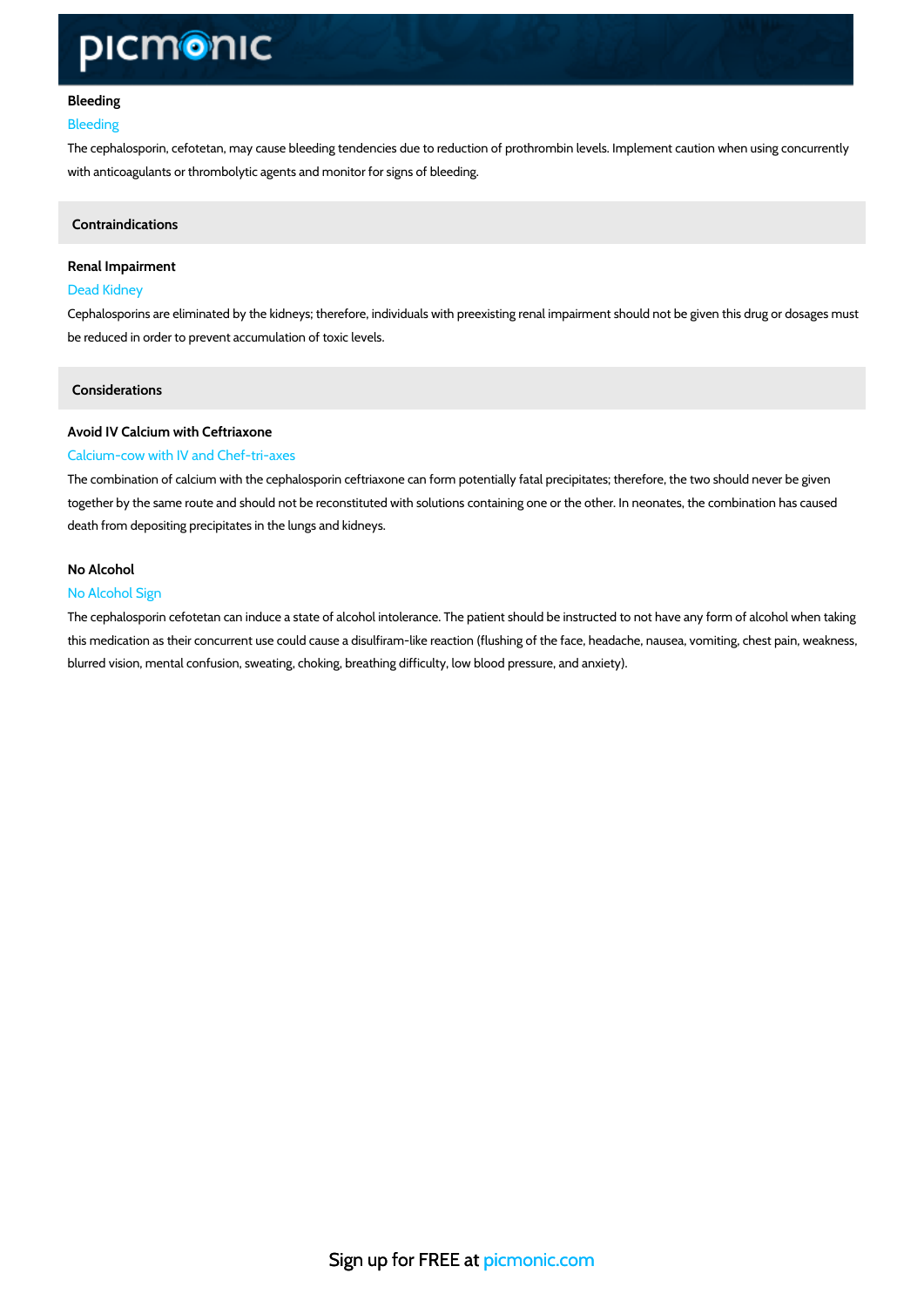### Bleeding

Bleeding

The cephalosporin, cefotetan, may cause bleeding tendencies due to reduction of prothrombin levels. Implement caution when using concurrently with anticoagulants or thrombolytic agents and monitor for signs of bleeding.

## Contraindications

### Renal Impairment

Dead Kidney

Cephalosporins are eliminated by the kidneys; therefore, individuals with preexisting renal impairment should not be given this drug or dosages must be reduced in order to prevent accumulation of toxic levels.

## Considerations

### Avoid IV Calcium with Ceftriaxone

Calcium-cow with IV and Chef-tri-axes

The combination of calcium with the cephalosporin ceftriaxone can form potentially fatal precipitates; therefore, the two should never be given together by the same route and should not be reconstituted with solutions containing one or the other. In neonates, the combination has caused death from depositing precipitates in the lungs and kidneys.

### No Alcohol

No Alcohol Sign

The cephalosporin cefotetan can induce a state of alcohol intolerance. The patient should be instructed to not have any form of alcohol when taking this medication as their concurrent use could cause a disulfiram-like reaction (flushing of the face, headache, nausea, vomiting, chest pain, weakness, blurred vision, mental confusion, sweating, choking, breathing difficulty, low blood pressure, and anxiety).